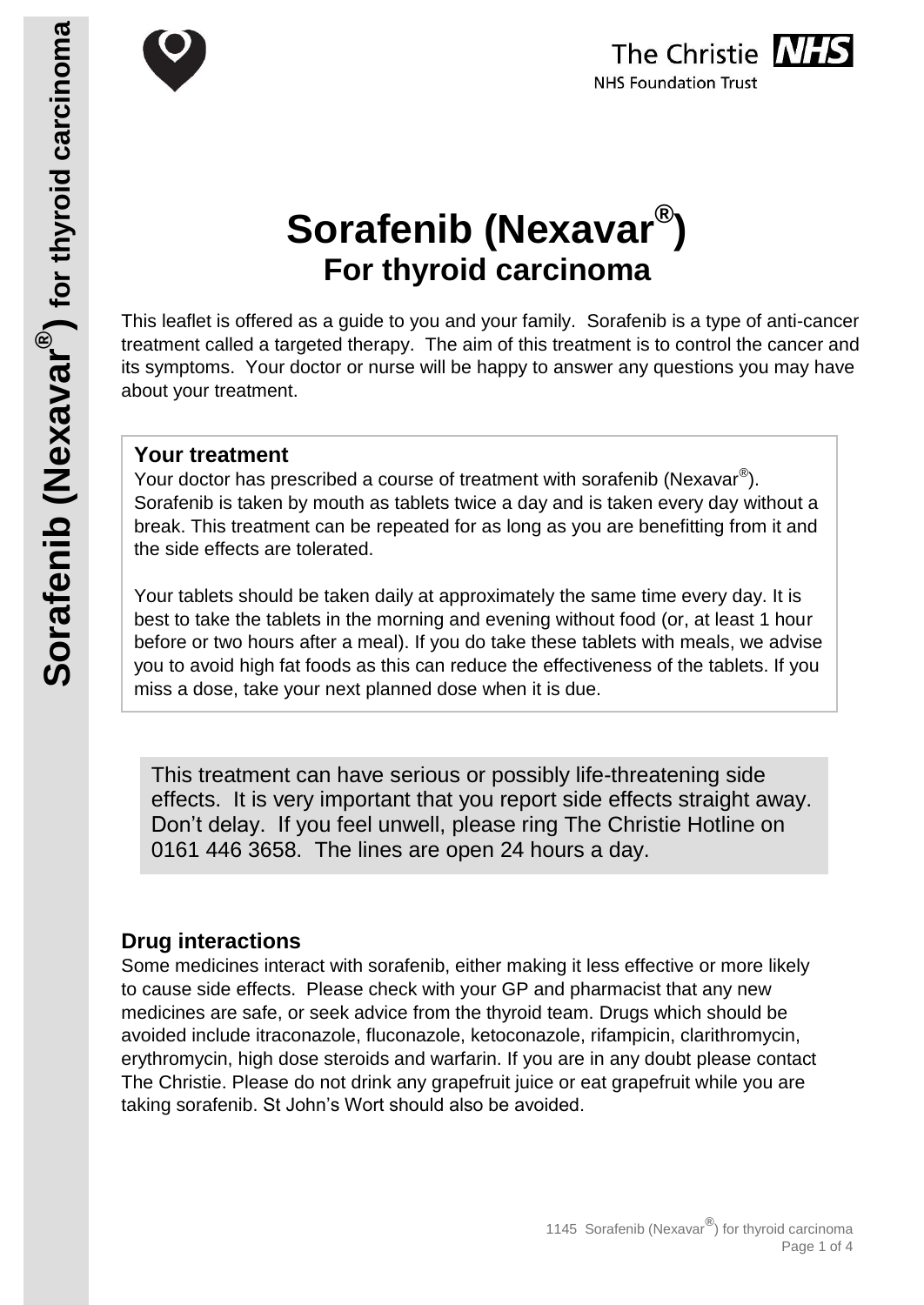# Sorafenib (Nexavar®)
## For thyroid carcinoma

This leaflet is offered as a guide to you and your family. Sorafenib is a type of anti-cancer treatment called a targeted therapy. The aim of this treatment is to control the cancer and its symptoms. Your doctor or nurse will be happy to answer any questions you may have about your treatment.

### Your treatment

Your doctor has prescribed a course of treatment with sorafenib (Nexavar®). Sorafenib is taken by mouth as tablets twice a day and is taken every day without a break. This treatment can be repeated for as long as you are benefitting from it and the side effects are tolerated.

Your tablets should be taken daily at approximately the same time every day. It is best to take the tablets in the morning and evening without food (or, at least 1 hour before or two hours after a meal). If you do take these tablets with meals, we advise you to avoid high fat foods as this can reduce the effectiveness of the tablets. If you miss a dose, take your next planned dose when it is due.

This treatment can have serious or possibly life-threatening side effects. It is very important that you report side effects straight away. Don't delay. If you feel unwell, please ring The Christie Hotline on 0161 446 3658. The lines are open 24 hours a day.

### Drug interactions

Some medicines interact with sorafenib, either making it less effective or more likely to cause side effects. Please check with your GP and pharmacist that any new medicines are safe, or seek advice from the thyroid team. Drugs which should be avoided include itraconazole, fluconazole, ketoconazole, rifampicin, clarithromycin, erythromycin, high dose steroids and warfarin. If you are in any doubt please contact The Christie. Please do not drink any grapefruit juice or eat grapefruit while you are taking sorafenib. St John's Wort should also be avoided.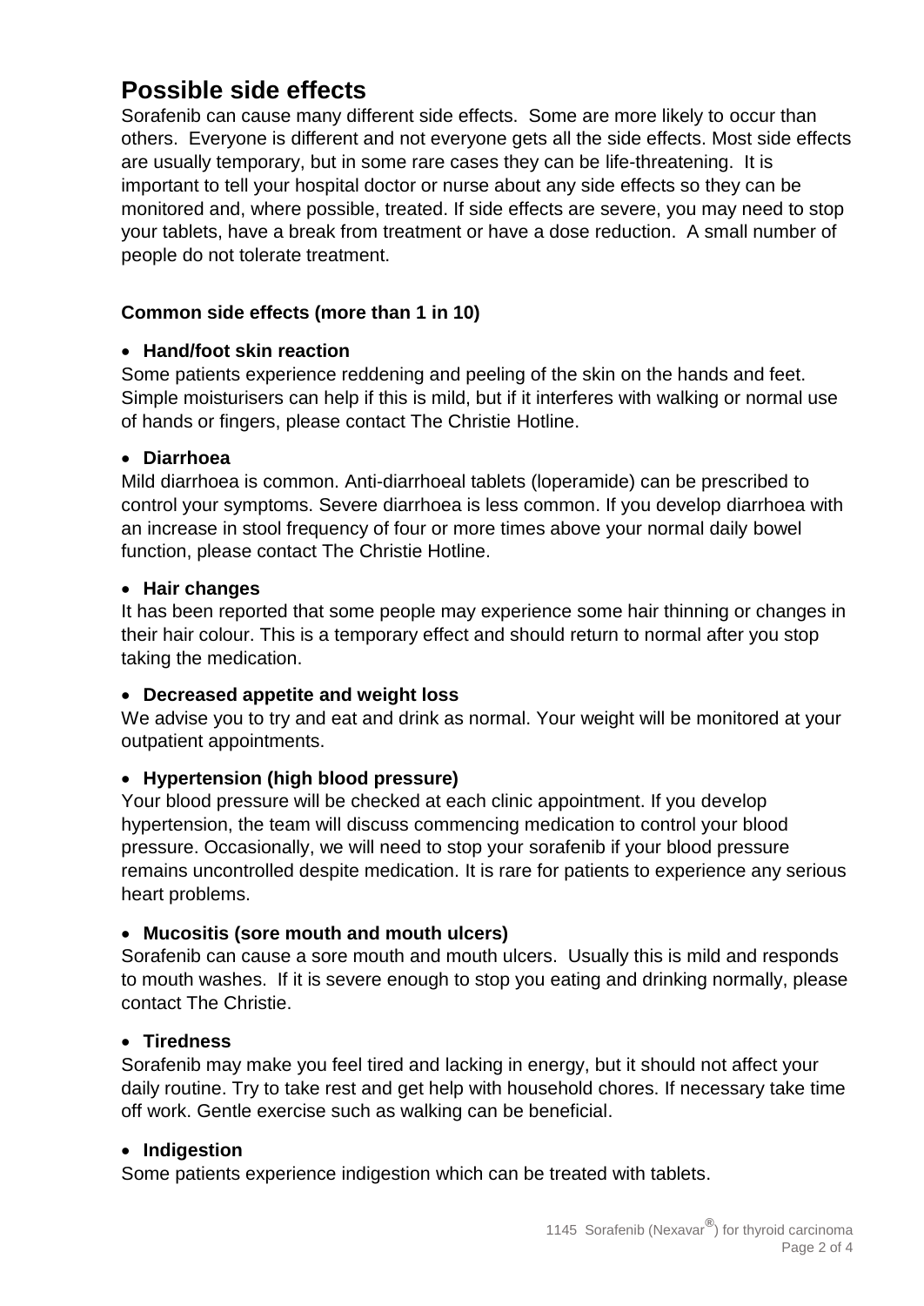# Possible side effects

Sorafenib can cause many different side effects. Some are more likely to occur than others. Everyone is different and not everyone gets all the side effects. Most side effects are usually temporary, but in some rare cases they can be life-threatening. It is important to tell your hospital doctor or nurse about any side effects so they can be monitored and, where possible, treated. If side effects are severe, you may need to stop your tablets, have a break from treatment or have a dose reduction. A small number of people do not tolerate treatment.

### Common side effects (more than 1 in 10)

- **Hand/foot skin reaction**

Some patients experience reddening and peeling of the skin on the hands and feet. Simple moisturisers can help if this is mild, but if it interferes with walking or normal use of hands or fingers, please contact The Christie Hotline.

- **Diarrhoea**

Mild diarrhoea is common. Anti-diarrhoeal tablets (loperamide) can be prescribed to control your symptoms. Severe diarrhoea is less common. If you develop diarrhoea with an increase in stool frequency of four or more times above your normal daily bowel function, please contact The Christie Hotline.

- **Hair changes**

It has been reported that some people may experience some hair thinning or changes in their hair colour. This is a temporary effect and should return to normal after you stop taking the medication.

- **Decreased appetite and weight loss**

We advise you to try and eat and drink as normal. Your weight will be monitored at your outpatient appointments.

- **Hypertension (high blood pressure)**

Your blood pressure will be checked at each clinic appointment. If you develop hypertension, the team will discuss commencing medication to control your blood pressure. Occasionally, we will need to stop your sorafenib if your blood pressure remains uncontrolled despite medication. It is rare for patients to experience any serious heart problems.

- **Mucositis (sore mouth and mouth ulcers)**

Sorafenib can cause a sore mouth and mouth ulcers. Usually this is mild and responds to mouth washes. If it is severe enough to stop you eating and drinking normally, please contact The Christie.

- **Tiredness**

Sorafenib may make you feel tired and lacking in energy, but it should not affect your daily routine. Try to take rest and get help with household chores. If necessary take time off work. Gentle exercise such as walking can be beneficial.

- **Indigestion**

Some patients experience indigestion which can be treated with tablets.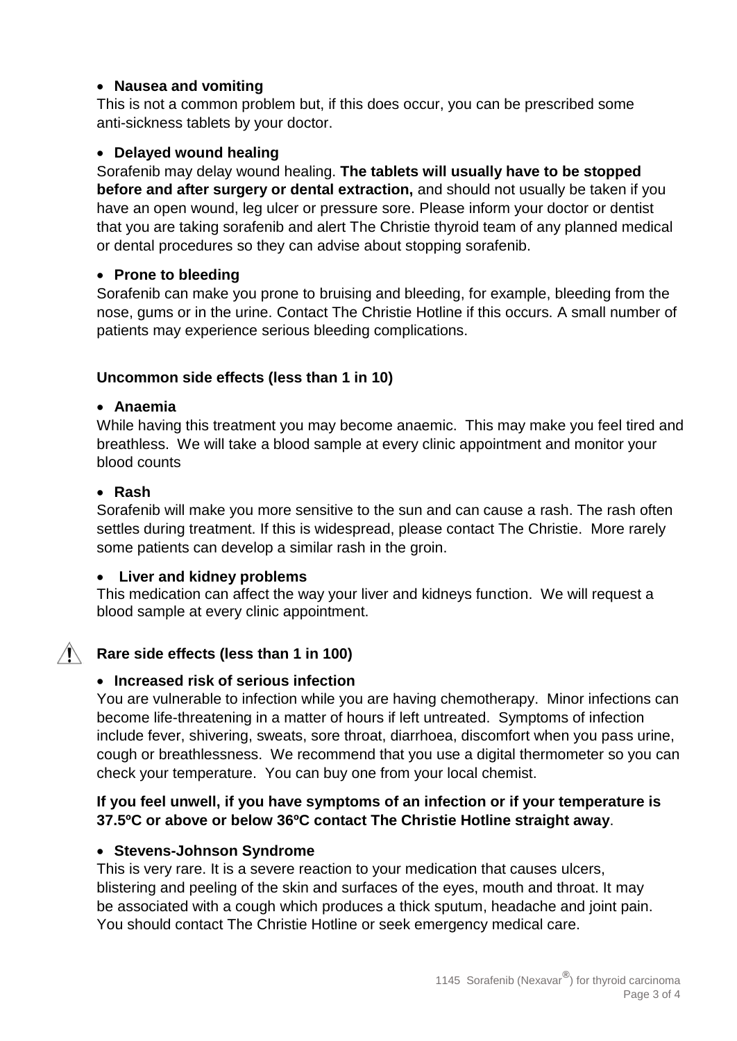- **Nausea and vomiting**

This is not a common problem but, if this does occur, you can be prescribed some anti-sickness tablets by your doctor.

- **Delayed wound healing**

Sorafenib may delay wound healing. **The tablets will usually have to be stopped before and after surgery or dental extraction,** and should not usually be taken if you have an open wound, leg ulcer or pressure sore. Please inform your doctor or dentist that you are taking sorafenib and alert The Christie thyroid team of any planned medical or dental procedures so they can advise about stopping sorafenib.

- **Prone to bleeding**

Sorafenib can make you prone to bruising and bleeding, for example, bleeding from the nose, gums or in the urine. Contact The Christie Hotline if this occurs. A small number of patients may experience serious bleeding complications.

### Uncommon side effects (less than 1 in 10)

- **Anaemia**

While having this treatment you may become anaemic. This may make you feel tired and breathless. We will take a blood sample at every clinic appointment and monitor your blood counts

- **Rash**

Sorafenib will make you more sensitive to the sun and can cause a rash. The rash often settles during treatment. If this is widespread, please contact The Christie. More rarely some patients can develop a similar rash in the groin.

- **Liver and kidney problems**

This medication can affect the way your liver and kidneys function. We will request a blood sample at every clinic appointment.

### ⚠ Rare side effects (less than 1 in 100)

- **Increased risk of serious infection**

You are vulnerable to infection while you are having chemotherapy. Minor infections can become life-threatening in a matter of hours if left untreated. Symptoms of infection include fever, shivering, sweats, sore throat, diarrhoea, discomfort when you pass urine, cough or breathlessness. We recommend that you use a digital thermometer so you can check your temperature. You can buy one from your local chemist.

**If you feel unwell, if you have symptoms of an infection or if your temperature is 37.5ºC or above or below 36ºC contact The Christie Hotline straight away**.

- **Stevens-Johnson Syndrome**

This is very rare. It is a severe reaction to your medication that causes ulcers, blistering and peeling of the skin and surfaces of the eyes, mouth and throat. It may be associated with a cough which produces a thick sputum, headache and joint pain. You should contact The Christie Hotline or seek emergency medical care.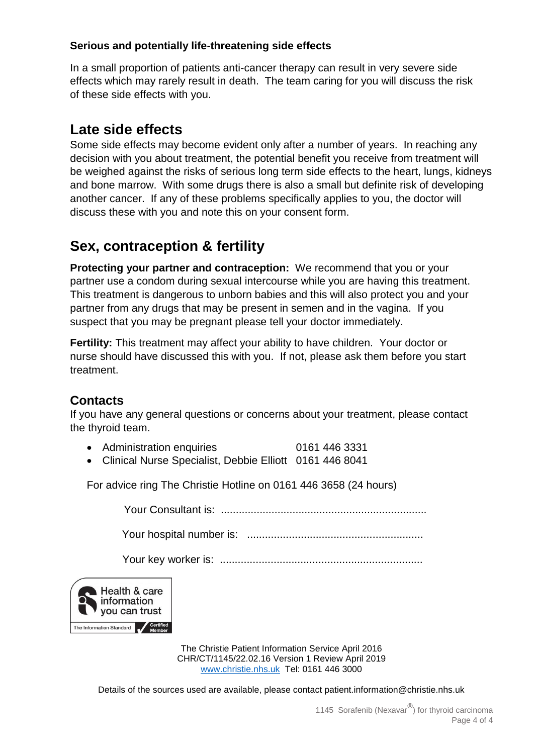**Serious and potentially life-threatening side effects**

In a small proportion of patients anti-cancer therapy can result in very severe side effects which may rarely result in death. The team caring for you will discuss the risk of these side effects with you.

## Late side effects

Some side effects may become evident only after a number of years. In reaching any decision with you about treatment, the potential benefit you receive from treatment will be weighed against the risks of serious long term side effects to the heart, lungs, kidneys and bone marrow. With some drugs there is also a small but definite risk of developing another cancer. If any of these problems specifically applies to you, the doctor will discuss these with you and note this on your consent form.

## Sex, contraception & fertility

**Protecting your partner and contraception:** We recommend that you or your partner use a condom during sexual intercourse while you are having this treatment. This treatment is dangerous to unborn babies and this will also protect you and your partner from any drugs that may be present in semen and in the vagina. If you suspect that you may be pregnant please tell your doctor immediately.

**Fertility:** This treatment may affect your ability to have children. Your doctor or nurse should have discussed this with you. If not, please ask them before you start treatment.

### Contacts

If you have any general questions or concerns about your treatment, please contact the thyroid team.

- Administration enquiries 0161 446 3331
- Clinical Nurse Specialist, Debbie Elliott 0161 446 8041

For advice ring The Christie Hotline on 0161 446 3658 (24 hours)

Your Consultant is: ....................................................................

Your hospital number is: ..........................................................

Your key worker is: ...................................................................

Health & care information you can trust

The Information Standard Certified Member

The Christie Patient Information Service April 2016
CHR/CT/1145/22.02.16 Version 1 Review April 2019
www.christie.nhs.uk Tel: 0161 446 3000

Details of the sources used are available, please contact patient.information@christie.nhs.uk